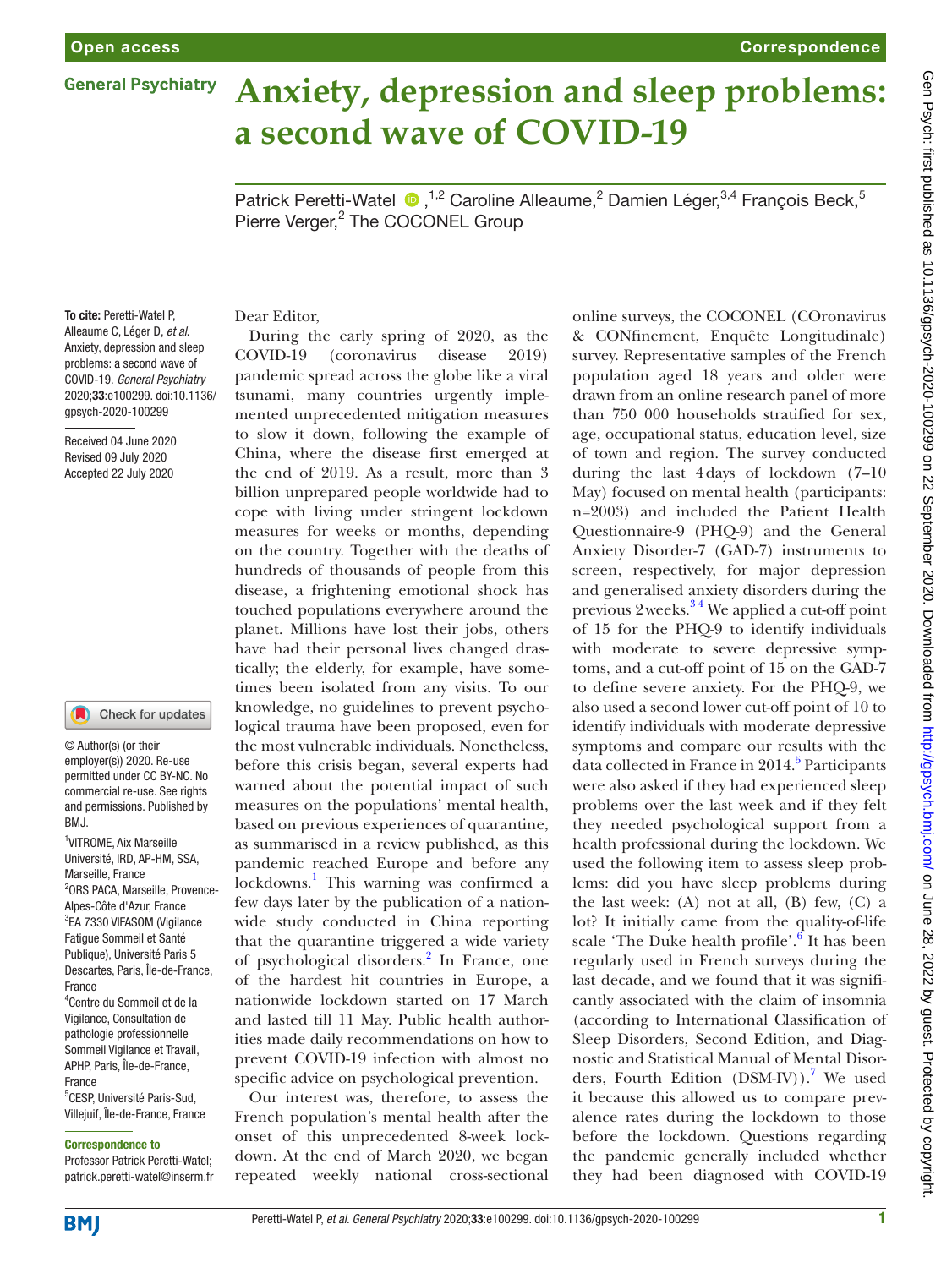Open access

Correspondence

General Psychiatry

# Anxiety, depression and sleep problems: a second wave of COVID-19

Patrick Peretti-Watel,[1,2] Caroline Alleaume,[2] Damien Léger,[3,4] François Beck,[5] Pierre Verger,[2] The COCONEL Group

**To cite:** Peretti-Watel P, Alleaume C, Léger D, *et al*. Anxiety, depression and sleep problems: a second wave of COVID-19. *General Psychiatry* 2020;**33**:e100299. doi:10.1136/gpsych-2020-100299

Received 04 June 2020
Revised 09 July 2020
Accepted 22 July 2020

© Author(s) (or their employer(s)) 2020. Re-use permitted under CC BY-NC. No commercial re-use. See rights and permissions. Published by BMJ.

[1]VITROME, Aix Marseille Université, IRD, AP-HM, SSA, Marseille, France
[2]ORS PACA, Marseille, Provence-Alpes-Côte d'Azur, France
[3]EA 7330 VIFASOM (Vigilance Fatigue Sommeil et Santé Publique), Université Paris 5 Descartes, Paris, Île-de-France, France
[4]Centre du Sommeil et de la Vigilance, Consultation de pathologie professionnelle Sommeil Vigilance et Travail, APHP, Paris, Île-de-France, France
[5]CESP, Université Paris-Sud, Villejuif, Île-de-France, France

**Correspondence to**
Professor Patrick Peretti-Watel; patrick.peretti-watel@inserm.fr

Dear Editor,

During the early spring of 2020, as the COVID-19 (coronavirus disease 2019) pandemic spread across the globe like a viral tsunami, many countries urgently implemented unprecedented mitigation measures to slow it down, following the example of China, where the disease first emerged at the end of 2019. As a result, more than 3 billion unprepared people worldwide had to cope with living under stringent lockdown measures for weeks or months, depending on the country. Together with the deaths of hundreds of thousands of people from this disease, a frightening emotional shock has touched populations everywhere around the planet. Millions have lost their jobs, others have had their personal lives changed drastically; the elderly, for example, have sometimes been isolated from any visits. To our knowledge, no guidelines to prevent psychological trauma have been proposed, even for the most vulnerable individuals. Nonetheless, before this crisis began, several experts had warned about the potential impact of such measures on the populations' mental health, based on previous experiences of quarantine, as summarised in a review published, as this pandemic reached Europe and before any lockdowns.[1] This warning was confirmed a few days later by the publication of a nationwide study conducted in China reporting that the quarantine triggered a wide variety of psychological disorders.[2] In France, one of the hardest hit countries in Europe, a nationwide lockdown started on 17 March and lasted till 11 May. Public health authorities made daily recommendations on how to prevent COVID-19 infection with almost no specific advice on psychological prevention.

Our interest was, therefore, to assess the French population's mental health after the onset of this unprecedented 8-week lockdown. At the end of March 2020, we began repeated weekly national cross-sectional online surveys, the COCONEL (COronavirus & CONfinement, Enquête Longitudinale) survey. Representative samples of the French population aged 18 years and older were drawn from an online research panel of more than 750 000 households stratified for sex, age, occupational status, education level, size of town and region. The survey conducted during the last 4 days of lockdown (7–10 May) focused on mental health (participants: n=2003) and included the Patient Health Questionnaire-9 (PHQ-9) and the General Anxiety Disorder-7 (GAD-7) instruments to screen, respectively, for major depression and generalised anxiety disorders during the previous 2 weeks.[3,4] We applied a cut-off point of 15 for the PHQ-9 to identify individuals with moderate to severe depressive symptoms, and a cut-off point of 15 on the GAD-7 to define severe anxiety. For the PHQ-9, we also used a second lower cut-off point of 10 to identify individuals with moderate depressive symptoms and compare our results with the data collected in France in 2014.[5] Participants were also asked if they had experienced sleep problems over the last week and if they felt they needed psychological support from a health professional during the lockdown. We used the following item to assess sleep problems: did you have sleep problems during the last week: (A) not at all, (B) few, (C) a lot? It initially came from the quality-of-life scale 'The Duke health profile'.[6] It has been regularly used in French surveys during the last decade, and we found that it was significantly associated with the claim of insomnia (according to International Classification of Sleep Disorders, Second Edition, and Diagnostic and Statistical Manual of Mental Disorders, Fourth Edition (DSM-IV)).[7] We used it because this allowed us to compare prevalence rates during the lockdown to those before the lockdown. Questions regarding the pandemic generally included whether they had been diagnosed with COVID-19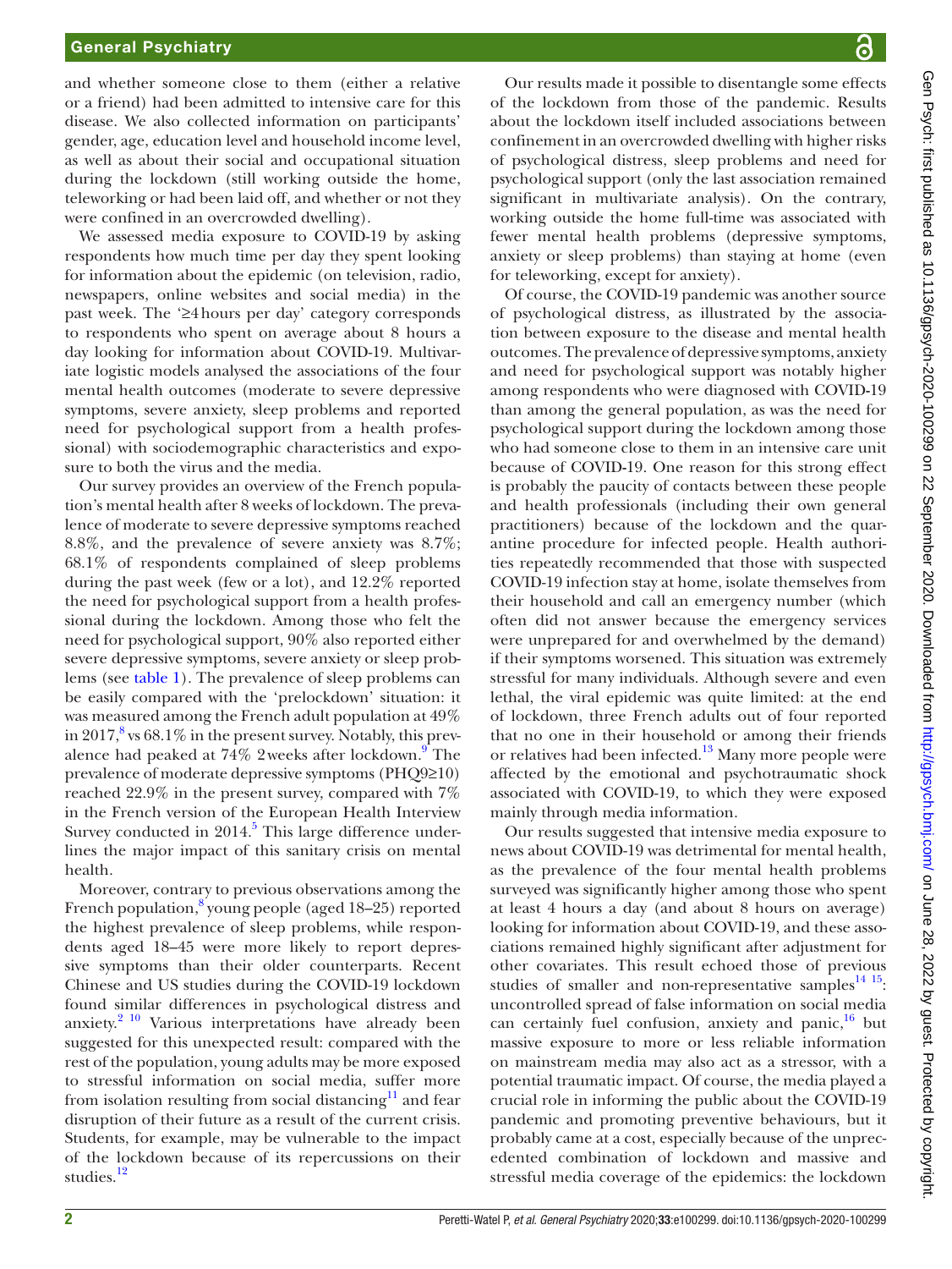and whether someone close to them (either a relative or a friend) had been admitted to intensive care for this disease. We also collected information on participants' gender, age, education level and household income level, as well as about their social and occupational situation during the lockdown (still working outside the home, teleworking or had been laid off, and whether or not they were confined in an overcrowded dwelling).

We assessed media exposure to COVID-19 by asking respondents how much time per day they spent looking for information about the epidemic (on television, radio, newspapers, online websites and social media) in the past week. The '≥4 hours per day' category corresponds to respondents who spent on average about 8 hours a day looking for information about COVID-19. Multivariate logistic models analysed the associations of the four mental health outcomes (moderate to severe depressive symptoms, severe anxiety, sleep problems and reported need for psychological support from a health professional) with sociodemographic characteristics and exposure to both the virus and the media.

Our survey provides an overview of the French population's mental health after 8 weeks of lockdown. The prevalence of moderate to severe depressive symptoms reached 8.8%, and the prevalence of severe anxiety was 8.7%; 68.1% of respondents complained of sleep problems during the past week (few or a lot), and 12.2% reported the need for psychological support from a health professional during the lockdown. Among those who felt the need for psychological support, 90% also reported either severe depressive symptoms, severe anxiety or sleep problems (see table 1). The prevalence of sleep problems can be easily compared with the 'prelockdown' situation: it was measured among the French adult population at 49% in 2017,[8] vs 68.1% in the present survey. Notably, this prevalence had peaked at 74% 2 weeks after lockdown.[9] The prevalence of moderate depressive symptoms (PHQ9≥10) reached 22.9% in the present survey, compared with 7% in the French version of the European Health Interview Survey conducted in 2014.[5] This large difference underlines the major impact of this sanitary crisis on mental health.

Moreover, contrary to previous observations among the French population,[8] young people (aged 18–25) reported the highest prevalence of sleep problems, while respondents aged 18–45 were more likely to report depressive symptoms than their older counterparts. Recent Chinese and US studies during the COVID-19 lockdown found similar differences in psychological distress and anxiety.[2 10] Various interpretations have already been suggested for this unexpected result: compared with the rest of the population, young adults may be more exposed to stressful information on social media, suffer more from isolation resulting from social distancing[11] and fear disruption of their future as a result of the current crisis. Students, for example, may be vulnerable to the impact of the lockdown because of its repercussions on their studies.[12]

Our results made it possible to disentangle some effects of the lockdown from those of the pandemic. Results about the lockdown itself included associations between confinement in an overcrowded dwelling with higher risks of psychological distress, sleep problems and need for psychological support (only the last association remained significant in multivariate analysis). On the contrary, working outside the home full-time was associated with fewer mental health problems (depressive symptoms, anxiety or sleep problems) than staying at home (even for teleworking, except for anxiety).

Of course, the COVID-19 pandemic was another source of psychological distress, as illustrated by the association between exposure to the disease and mental health outcomes. The prevalence of depressive symptoms, anxiety and need for psychological support was notably higher among respondents who were diagnosed with COVID-19 than among the general population, as was the need for psychological support during the lockdown among those who had someone close to them in an intensive care unit because of COVID-19. One reason for this strong effect is probably the paucity of contacts between these people and health professionals (including their own general practitioners) because of the lockdown and the quarantine procedure for infected people. Health authorities repeatedly recommended that those with suspected COVID-19 infection stay at home, isolate themselves from their household and call an emergency number (which often did not answer because the emergency services were unprepared for and overwhelmed by the demand) if their symptoms worsened. This situation was extremely stressful for many individuals. Although severe and even lethal, the viral epidemic was quite limited: at the end of lockdown, three French adults out of four reported that no one in their household or among their friends or relatives had been infected.[13] Many more people were affected by the emotional and psychotraumatic shock associated with COVID-19, to which they were exposed mainly through media information.

Our results suggested that intensive media exposure to news about COVID-19 was detrimental for mental health, as the prevalence of the four mental health problems surveyed was significantly higher among those who spent at least 4 hours a day (and about 8 hours on average) looking for information about COVID-19, and these associations remained highly significant after adjustment for other covariates. This result echoed those of previous studies of smaller and non-representative samples[14 15]: uncontrolled spread of false information on social media can certainly fuel confusion, anxiety and panic,[16] but massive exposure to more or less reliable information on mainstream media may also act as a stressor, with a potential traumatic impact. Of course, the media played a crucial role in informing the public about the COVID-19 pandemic and promoting preventive behaviours, but it probably came at a cost, especially because of the unprecedented combination of lockdown and massive and stressful media coverage of the epidemics: the lockdown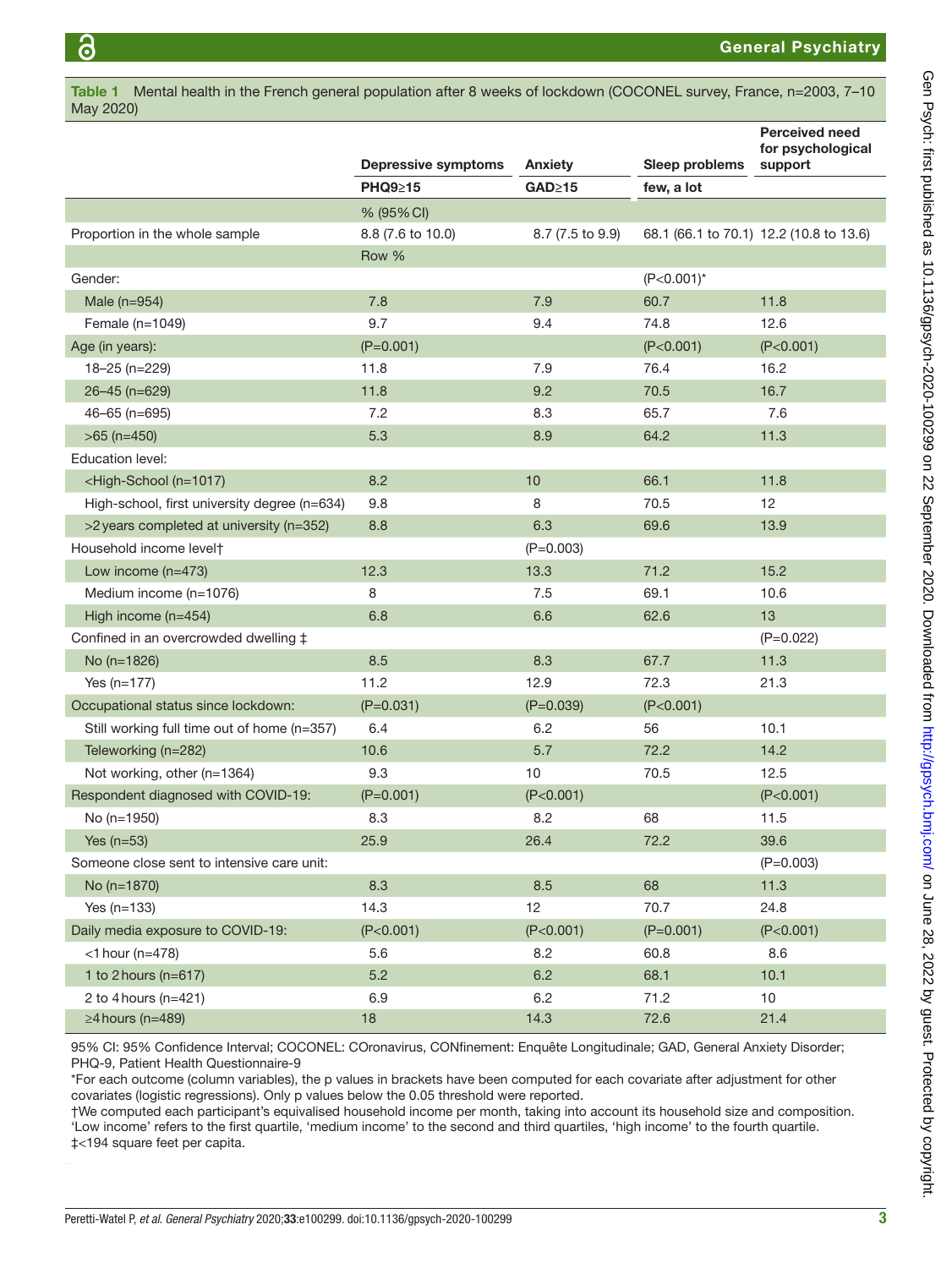**Table 1** Mental health in the French general population after 8 weeks of lockdown (COCONEL survey, France, n=2003, 7–10 May 2020)

| | Depressive symptoms | Anxiety | Sleep problems | Perceived need for psychological support |
|---|---|---|---|---|
| | PHQ9≥15 | GAD≥15 | few, a lot | |
| | % (95% CI) | | | |
| Proportion in the whole sample | 8.8 (7.6 to 10.0) | 8.7 (7.5 to 9.9) | 68.1 (66.1 to 70.1) | 12.2 (10.8 to 13.6) |
| | Row % | | | |
| Gender: | | | (P<0.001)* | |
| Male (n=954) | 7.8 | 7.9 | 60.7 | 11.8 |
| Female (n=1049) | 9.7 | 9.4 | 74.8 | 12.6 |
| Age (in years): | (P=0.001) | | (P<0.001) | (P<0.001) |
| 18–25 (n=229) | 11.8 | 7.9 | 76.4 | 16.2 |
| 26–45 (n=629) | 11.8 | 9.2 | 70.5 | 16.7 |
| 46–65 (n=695) | 7.2 | 8.3 | 65.7 | 7.6 |
| >65 (n=450) | 5.3 | 8.9 | 64.2 | 11.3 |
| Education level: | | | | |
| <High-School (n=1017) | 8.2 | 10 | 66.1 | 11.8 |
| High-school, first university degree (n=634) | 9.8 | 8 | 70.5 | 12 |
| >2 years completed at university (n=352) | 8.8 | 6.3 | 69.6 | 13.9 |
| Household income level† | | (P=0.003) | | |
| Low income (n=473) | 12.3 | 13.3 | 71.2 | 15.2 |
| Medium income (n=1076) | 8 | 7.5 | 69.1 | 10.6 |
| High income (n=454) | 6.8 | 6.6 | 62.6 | 13 |
| Confined in an overcrowded dwelling ‡ | | | | (P=0.022) |
| No (n=1826) | 8.5 | 8.3 | 67.7 | 11.3 |
| Yes (n=177) | 11.2 | 12.9 | 72.3 | 21.3 |
| Occupational status since lockdown: | (P=0.031) | (P=0.039) | (P<0.001) | |
| Still working full time out of home (n=357) | 6.4 | 6.2 | 56 | 10.1 |
| Teleworking (n=282) | 10.6 | 5.7 | 72.2 | 14.2 |
| Not working, other (n=1364) | 9.3 | 10 | 70.5 | 12.5 |
| Respondent diagnosed with COVID-19: | (P=0.001) | (P<0.001) | | (P<0.001) |
| No (n=1950) | 8.3 | 8.2 | 68 | 11.5 |
| Yes (n=53) | 25.9 | 26.4 | 72.2 | 39.6 |
| Someone close sent to intensive care unit: | | | | (P=0.003) |
| No (n=1870) | 8.3 | 8.5 | 68 | 11.3 |
| Yes (n=133) | 14.3 | 12 | 70.7 | 24.8 |
| Daily media exposure to COVID-19: | (P<0.001) | (P<0.001) | (P=0.001) | (P<0.001) |
| <1 hour (n=478) | 5.6 | 8.2 | 60.8 | 8.6 |
| 1 to 2 hours (n=617) | 5.2 | 6.2 | 68.1 | 10.1 |
| 2 to 4 hours (n=421) | 6.9 | 6.2 | 71.2 | 10 |
| ≥4 hours (n=489) | 18 | 14.3 | 72.6 | 21.4 |

95% CI: 95% Confidence Interval; COCONEL: COronavirus, CONfinement: Enquête Longitudinale; GAD, General Anxiety Disorder; PHQ-9, Patient Health Questionnaire-9

*For each outcome (column variables), the p values in brackets have been computed for each covariate after adjustment for other covariates (logistic regressions). Only p values below the 0.05 threshold were reported.

†We computed each participant's equivalised household income per month, taking into account its household size and composition. 'Low income' refers to the first quartile, 'medium income' to the second and third quartiles, 'high income' to the fourth quartile.

‡<194 square feet per capita.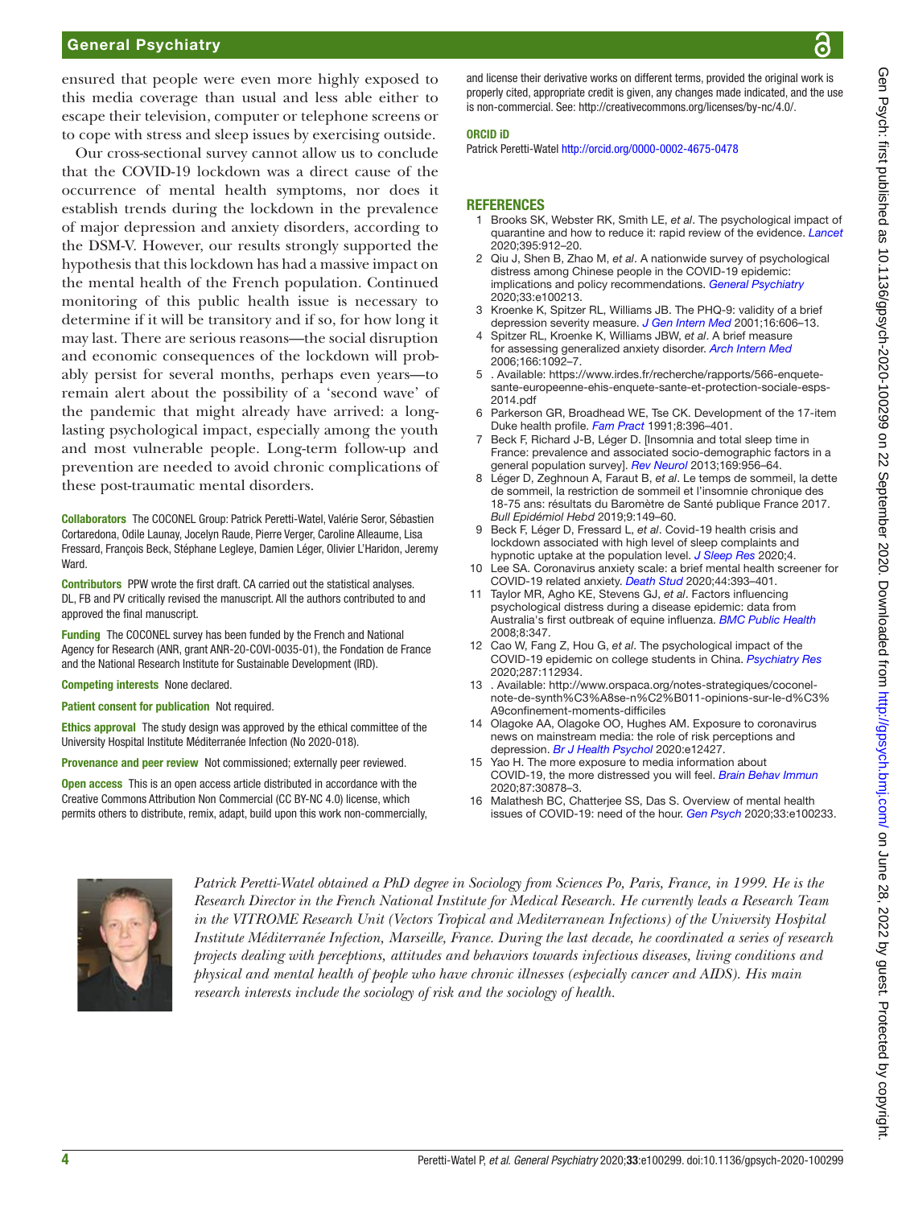ensured that people were even more highly exposed to this media coverage than usual and less able either to escape their television, computer or telephone screens or to cope with stress and sleep issues by exercising outside.

Our cross-sectional survey cannot allow us to conclude that the COVID-19 lockdown was a direct cause of the occurrence of mental health symptoms, nor does it establish trends during the lockdown in the prevalence of major depression and anxiety disorders, according to the DSM-V. However, our results strongly supported the hypothesis that this lockdown has had a massive impact on the mental health of the French population. Continued monitoring of this public health issue is necessary to determine if it will be transitory and if so, for how long it may last. There are serious reasons—the social disruption and economic consequences of the lockdown will probably persist for several months, perhaps even years—to remain alert about the possibility of a 'second wave' of the pandemic that might already have arrived: a long-lasting psychological impact, especially among the youth and most vulnerable people. Long-term follow-up and prevention are needed to avoid chronic complications of these post-traumatic mental disorders.

**Collaborators** The COCONEL Group: Patrick Peretti-Watel, Valérie Seror, Sébastien Cortaredona, Odile Launay, Jocelyn Raude, Pierre Verger, Caroline Alleaume, Lisa Fressard, François Beck, Stéphane Legleye, Damien Léger, Olivier L'Haridon, Jeremy Ward.

**Contributors** PPW wrote the first draft. CA carried out the statistical analyses. DL, FB and PV critically revised the manuscript. All the authors contributed to and approved the final manuscript.

**Funding** The COCONEL survey has been funded by the French and National Agency for Research (ANR, grant ANR-20-COVI-0035-01), the Fondation de France and the National Research Institute for Sustainable Development (IRD).

**Competing interests** None declared.

**Patient consent for publication** Not required.

**Ethics approval** The study design was approved by the ethical committee of the University Hospital Institute Méditerranée Infection (No 2020-018).

**Provenance and peer review** Not commissioned; externally peer reviewed.

**Open access** This is an open access article distributed in accordance with the Creative Commons Attribution Non Commercial (CC BY-NC 4.0) license, which permits others to distribute, remix, adapt, build upon this work non-commercially, and license their derivative works on different terms, provided the original work is properly cited, appropriate credit is given, any changes made indicated, and the use is non-commercial. See: http://creativecommons.org/licenses/by-nc/4.0/.

**ORCID iD**

Patrick Peretti-Watel http://orcid.org/0000-0002-4675-0478

## REFERENCES

1. Brooks SK, Webster RK, Smith LE, *et al*. The psychological impact of quarantine and how to reduce it: rapid review of the evidence. *Lancet* 2020;395:912–20.
2. Qiu J, Shen B, Zhao M, *et al*. A nationwide survey of psychological distress among Chinese people in the COVID-19 epidemic: implications and policy recommendations. *General Psychiatry* 2020;33:e100213.
3. Kroenke K, Spitzer RL, Williams JB. The PHQ-9: validity of a brief depression severity measure. *J Gen Intern Med* 2001;16:606–13.
4. Spitzer RL, Kroenke K, Williams JBW, *et al*. A brief measure for assessing generalized anxiety disorder. *Arch Intern Med* 2006;166:1092–7.
5. . Available: https://www.irdes.fr/recherche/rapports/566-enquete-sante-europeenne-ehis-enquete-sante-et-protection-sociale-esps-2014.pdf
6. Parkerson GR, Broadhead WE, Tse CK. Development of the 17-item Duke health profile. *Fam Pract* 1991;8:396–401.
7. Beck F, Richard J-B, Léger D. [Insomnia and total sleep time in France: prevalence and associated socio-demographic factors in a general population survey]. *Rev Neurol* 2013;169:956–64.
8. Léger D, Zeghnoun A, Faraut B, *et al*. Le temps de sommeil, la dette de sommeil, la restriction de sommeil et l'insomnie chronique des 18-75 ans: résultats du Baromètre de Santé publique France 2017. *Bull Epidémiol Hebd* 2019;9:149–60.
9. Beck F, Léger D, Fressard L, *et al*. Covid-19 health crisis and lockdown associated with high level of sleep complaints and hypnotic uptake at the population level. *J Sleep Res* 2020;4.
10. Lee SA. Coronavirus anxiety scale: a brief mental health screener for COVID-19 related anxiety. *Death Stud* 2020;44:393–401.
11. Taylor MR, Agho KE, Stevens GJ, *et al*. Factors influencing psychological distress during a disease epidemic: data from Australia's first outbreak of equine influenza. *BMC Public Health* 2008;8:347.
12. Cao W, Fang Z, Hou G, *et al*. The psychological impact of the COVID-19 epidemic on college students in China. *Psychiatry Res* 2020;287:112934.
13. . Available: http://www.orspaca.org/notes-strategiques/coconel-note-de-synth%C3%A8se-n%C2%B011-opinions-sur-le-d%C3%A9confinement-moments-difficiles
14. Olagoke AA, Olagoke OO, Hughes AM. Exposure to coronavirus news on mainstream media: the role of risk perceptions and depression. *Br J Health Psychol* 2020:e12427.
15. Yao H. The more exposure to media information about COVID-19, the more distressed you will feel. *Brain Behav Immun* 2020;87:30878–3.
16. Malathesh BC, Chatterjee SS, Das S. Overview of mental health issues of COVID-19: need of the hour. *Gen Psych* 2020;33:e100233.

*Patrick Peretti-Watel obtained a PhD degree in Sociology from Sciences Po, Paris, France, in 1999. He is the Research Director in the French National Institute for Medical Research. He currently leads a Research Team in the VITROME Research Unit (Vectors Tropical and Mediterranean Infections) of the University Hospital Institute Méditerranée Infection, Marseille, France. During the last decade, he coordinated a series of research projects dealing with perceptions, attitudes and behaviors towards infectious diseases, living conditions and physical and mental health of people who have chronic illnesses (especially cancer and AIDS). His main research interests include the sociology of risk and the sociology of health.*